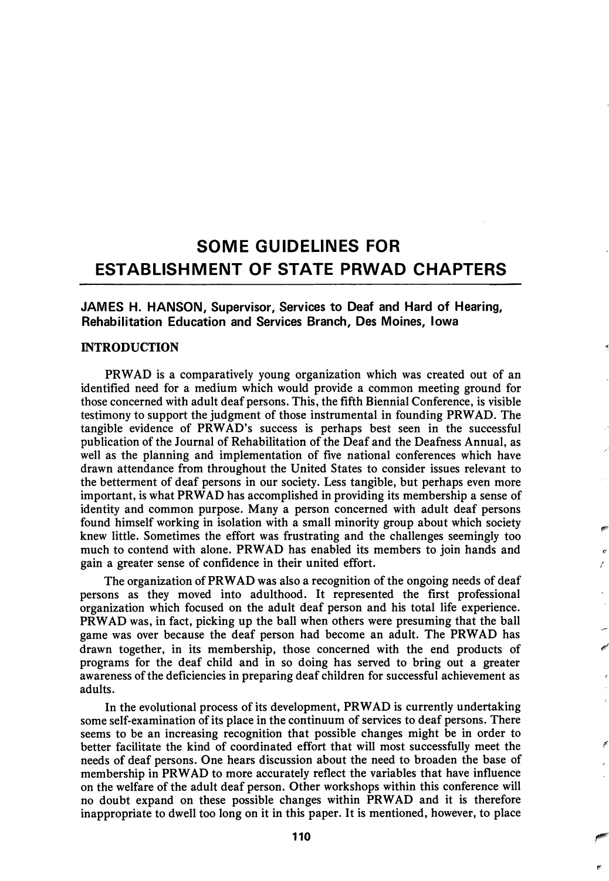# SOME GUIDELINES FOR ESTABLISHMENT OF STATE PRWAD CHAPTERS

**JAMES H. HANSON, Supervisor, Services to Deaf and Hard of Hearing, Rehabilitation Education and Services Branch, Des Moines, Iowa**

## INTRODUCTION

PRWAD is a comparatively young organization which was created out of an identified need for a medium which would provide a common meeting ground for those concerned with adult deaf persons. This, the fifth Biennial Conference, is visible testimony to support the judgment of those instrumental in founding PRWAD. The tangible evidence of PRWAD's success is perhaps best seen in the successful publication of the Journal of Rehabilitation of the Deaf and the Deafness Annual, as well as the planning and implementation of five national conferences which have drawn attendance from throughout the United States to consider issues relevant to the betterment of deaf persons in our society. Less tangible, but perhaps even more important, is what PRWAD has accomplished in providing its membership a sense of identity and common purpose. Many a person concerned with adult deaf persons found himself working in isolation with a small minority group about which society knew little. Sometimes the effort was frustrating and the challenges seemingly too much to contend with alone. PRWAD has enabled its members to join hands and gain a greater sense of confidence in their united effort.

The organization of PRWAD was also a recognition of the ongoing needs of deaf persons as they moved into adulthood. It represented the first professional organization which focused on the adult deaf person and his total life experience. PRWAD was, in fact, picking up the ball when others were presuming that the ball game was over because the deaf person had become an adult. The PRWAD has drawn together, in its membership, those concerned with the end products of programs for the deaf child and in so doing has served to bring out a greater awareness of the deficiencies in preparing deaf children for successful achievement as adults.

In the evolutional process of its development, PRWAD is currently undertaking some self-examination of its place in the continuum of services to deaf persons. There seems to be an increasing recognition that possible changes might be in order to better facilitate the kind of coordinated effort that will most successfully meet the needs of deaf persons. One hears discussion about the need to broaden the base of membership in PRWAD to more accurately reflect the variables that have influence on the welfare of the adult deaf person. Other workshops within this conference will no doubt expand on these possible changes within PRWAD and it is therefore inappropriate to dwell too long on it in this paper. It is mentioned, however, to place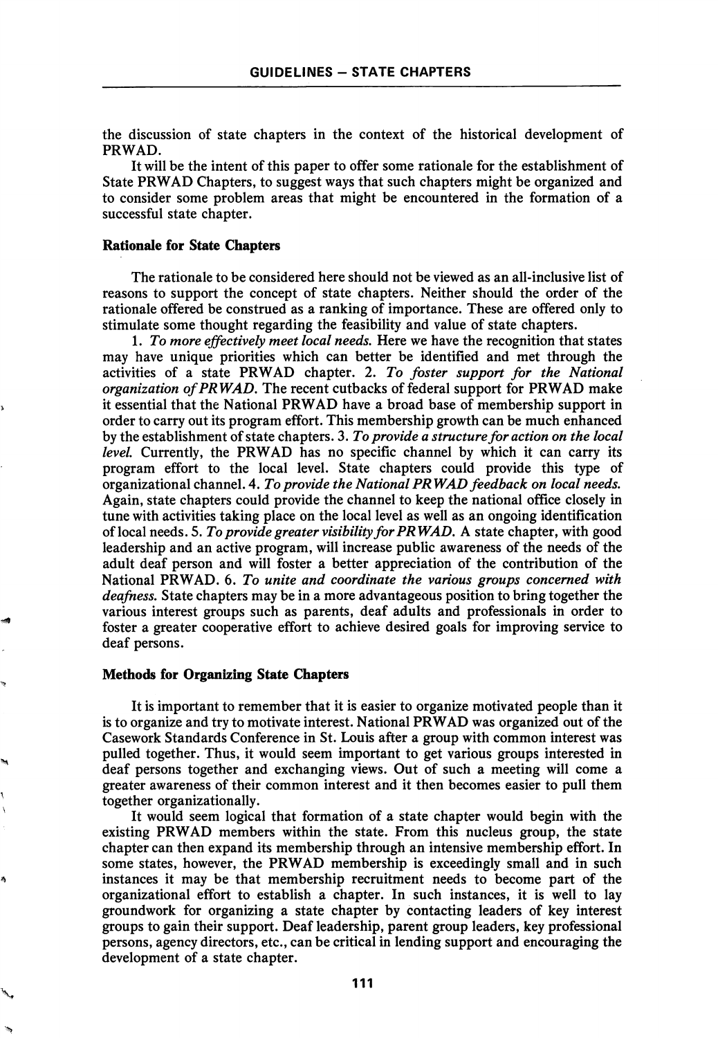the discussion of state chapters in the context of the historical development of PRWAD.

It will be the intent of this paper to offer some rationale for the establishment of State PRWAD Chapters, to suggest ways that such chapters might be organized and to consider some problem areas that might be encountered in the formation of a successful state chapter.

### Rationale for State Chapters

The rationale to be considered here should not be viewed as an all-inclusive list of reasons to support the concept of state chapters. Neither should the order of the rationale offered be construed as a ranking of importance. These are offered only to stimulate some thought regarding the feasibility and value of state chapters.

1. *To more effectively meet local needs.* Here we have the recognition that states may have unique priorities which can better be identified and met through the activities of a state PRWAD chapter. 2. *To foster support for the National organization of PRWAD.* The recent cutbacks of federal support for PRWAD make it essential that the National PRWAD have a broad base of membership support in order to carry out its program effort. This membership growth can be much enhanced by the establishment of state chapters. 3. *To provide a structure for action on the local level.* Currently, the PRWAD has no specific channel by which it can carry its program effort to the local level. State chapters could provide this type of organizational channel. 4. *To provide the National PRWAD feedback on local needs.* Again, state chapters could provide the channel to keep the national office closely in tune with activities taking place on the local level as well as an ongoing identification of local needs. 5. *To provide greater visibility for PRWAD.* A state chapter, with good leadership and an active program, will increase public awareness of the needs of the adult deaf person and will foster a better appreciation of the contribution of the National PRWAD. 6. *To unite and coordinate the various groups concerned with deafness.* State chapters may be in a more advantageous position to bring together the various interest groups such as parents, deaf adults and professionals in order to foster a greater cooperative effort to achieve desired goals for improving service to deaf persons.

### Methods for Organizing State Chapters

It is important to remember that it is easier to organize motivated people than it is to organize and try to motivate interest. National PRWAD was organized out of the Casework Standards Conference in St. Louis after a group with common interest was pulled together. Thus, it would seem important to get various groups interested in deaf persons together and exchanging views. Out of such a meeting will come a greater awareness of their common interest and it then becomes easier to pull them together organizationally.

It would seem logical that formation of a state chapter would begin with the existing PRWAD members within the state. From this nucleus group, the state chapter can then expand its membership through an intensive membership effort. In some states, however, the PRWAD membership is exceedingly small and in such instances it may be that membership recruitment needs to become part of the organizational effort to establish a chapter. In such instances, it is well to lay groundwork for organizing a state chapter by contacting leaders of key interest groups to gain their support. Deaf leadership, parent group leaders, key professional persons, agency directors, etc., can be critical in lending support and encouraging the development of a state chapter.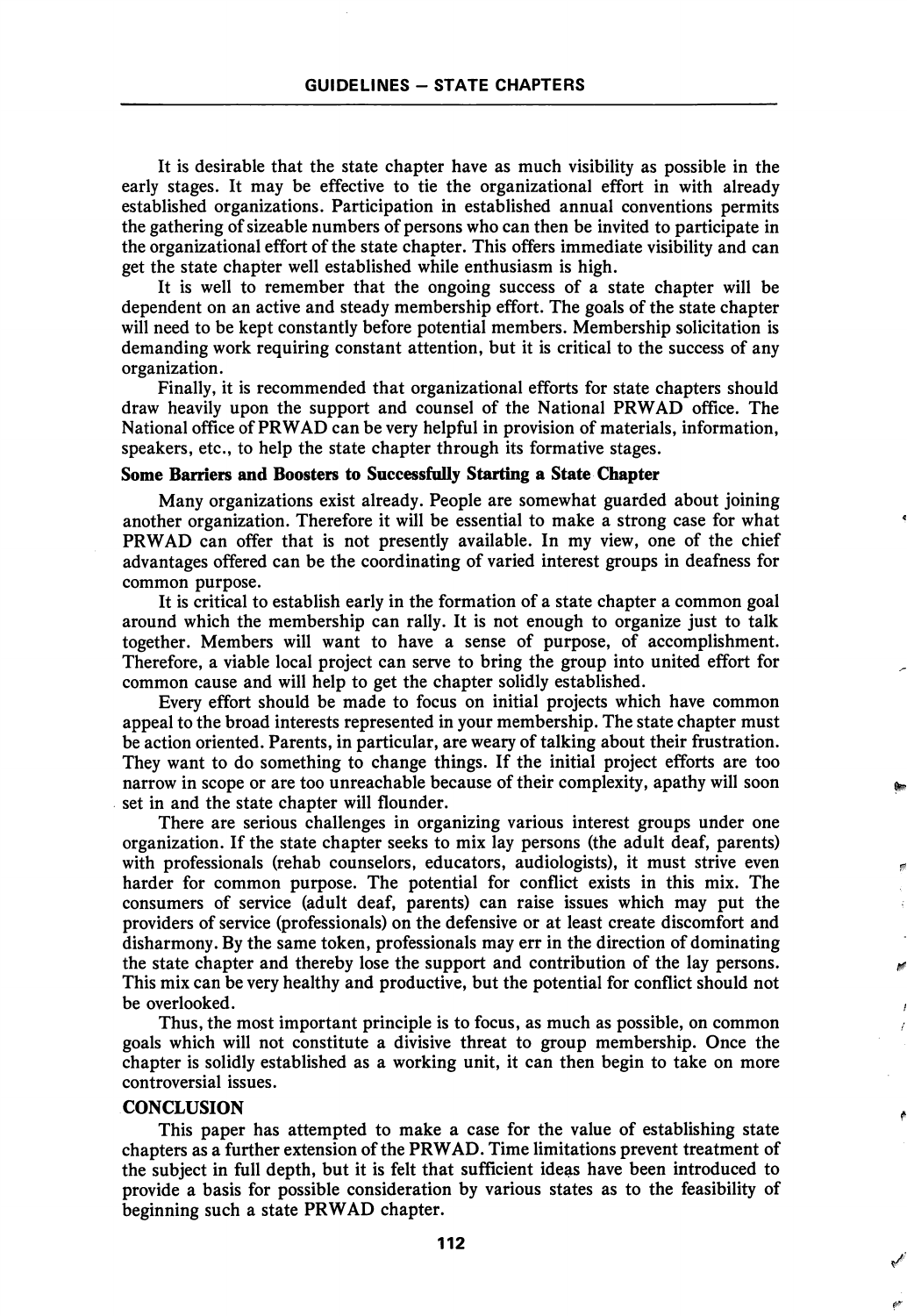It is desirable that the state chapter have as much visibility as possible in the early stages. It may be effective to tie the organizational effort in with already established organizations. Participation in established annual conventions permits the gathering of sizeable numbers of persons who can then be invited to participate in the organizational effort of the state chapter. This offers immediate visibility and can get the state chapter well established while enthusiasm is high.

It is well to remember that the ongoing success of a state chapter will be dependent on an active and steady membership effort. The goals of the state chapter will need to be kept constantly before potential members. Membership solicitation is demanding work requiring constant attention, but it is critical to the success of any organization.

Finally, it is recommended that organizational efforts for state chapters should draw heavily upon the support and counsel of the National PRWAD office. The National office of PRWAD can be very helpful in provision of materials, information, speakers, etc., to help the state chapter through its formative stages.

**Some Barriers and Boosters to Successfully Starting a State Chapter**

Many organizations exist already. People are somewhat guarded about joining another organization. Therefore it will be essential to make a strong case for what PRWAD can offer that is not presently available. In my view, one of the chief advantages offered can be the coordinating of varied interest groups in deafness for common purpose.

It is critical to establish early in the formation of a state chapter a common goal around which the membership can rally. It is not enough to organize just to talk together. Members will want to have a sense of purpose, of accomplishment. Therefore, a viable local project can serve to bring the group into united effort for common cause and will help to get the chapter solidly established.

Every effort should be made to focus on initial projects which have common appeal to the broad interests represented in your membership. The state chapter must be action oriented. Parents, in particular, are weary of talking about their frustration. They want to do something to change things. If the initial project efforts are too narrow in scope or are too unreachable because of their complexity, apathy will soon set in and the state chapter will flounder.

There are serious challenges in organizing various interest groups under one organization. If the state chapter seeks to mix lay persons (the adult deaf, parents) with professionals (rehab counselors, educators, audiologists), it must strive even harder for common purpose. The potential for conflict exists in this mix. The consumers of service (adult deaf, parents) can raise issues which may put the providers of service (professionals) on the defensive or at least create discomfort and disharmony. By the same token, professionals may err in the direction of dominating the state chapter and thereby lose the support and contribution of the lay persons. This mix can be very healthy and productive, but the potential for conflict should not be overlooked.

Thus, the most important principle is to focus, as much as possible, on common goals which will not constitute a divisive threat to group membership. Once the chapter is solidly established as a working unit, it can then begin to take on more controversial issues.

## CONCLUSION

This paper has attempted to make a case for the value of establishing state chapters as a further extension of the PRWAD. Time limitations prevent treatment of the subject in full depth, but it is felt that sufficient ideas have been introduced to provide a basis for possible consideration by various states as to the feasibility of beginning such a state PRWAD chapter.